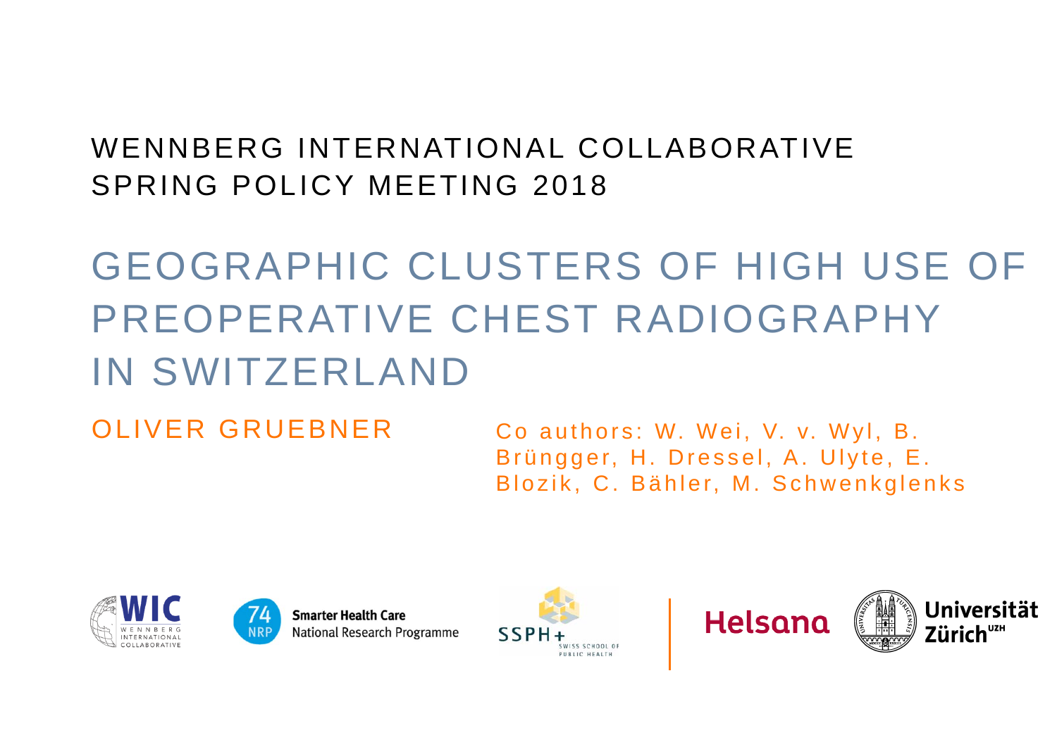WENNBERG INTERNATIONAL COLLABORATIVE
SPRING POLICY MEETING 2018

# GEOGRAPHIC CLUSTERS OF HIGH USE OF PREOPERATIVE CHEST RADIOGRAPHY IN SWITZERLAND

OLIVER GRUEBNER

Co authors: W. Wei, V. v. Wyl, B. Brüngger, H. Dressel, A. Ulyte, E. Blozik, C. Bähler, M. Schwenkglenks

WIC WENNBERG INTERNATIONAL COLLABORATIVE

74 NRP Smarter Health Care National Research Programme

SSPH+ SWISS SCHOOL OF PUBLIC HEALTH

Helsana

Universität Zürich[UZH]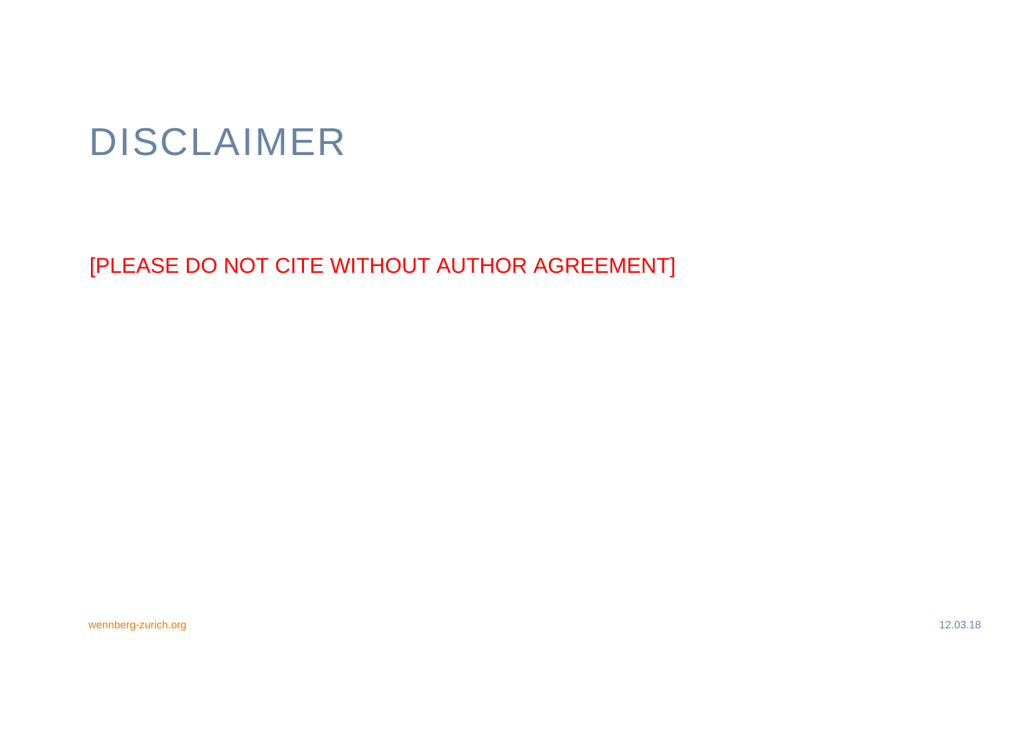# DISCLAIMER

[PLEASE DO NOT CITE WITHOUT AUTHOR AGREEMENT]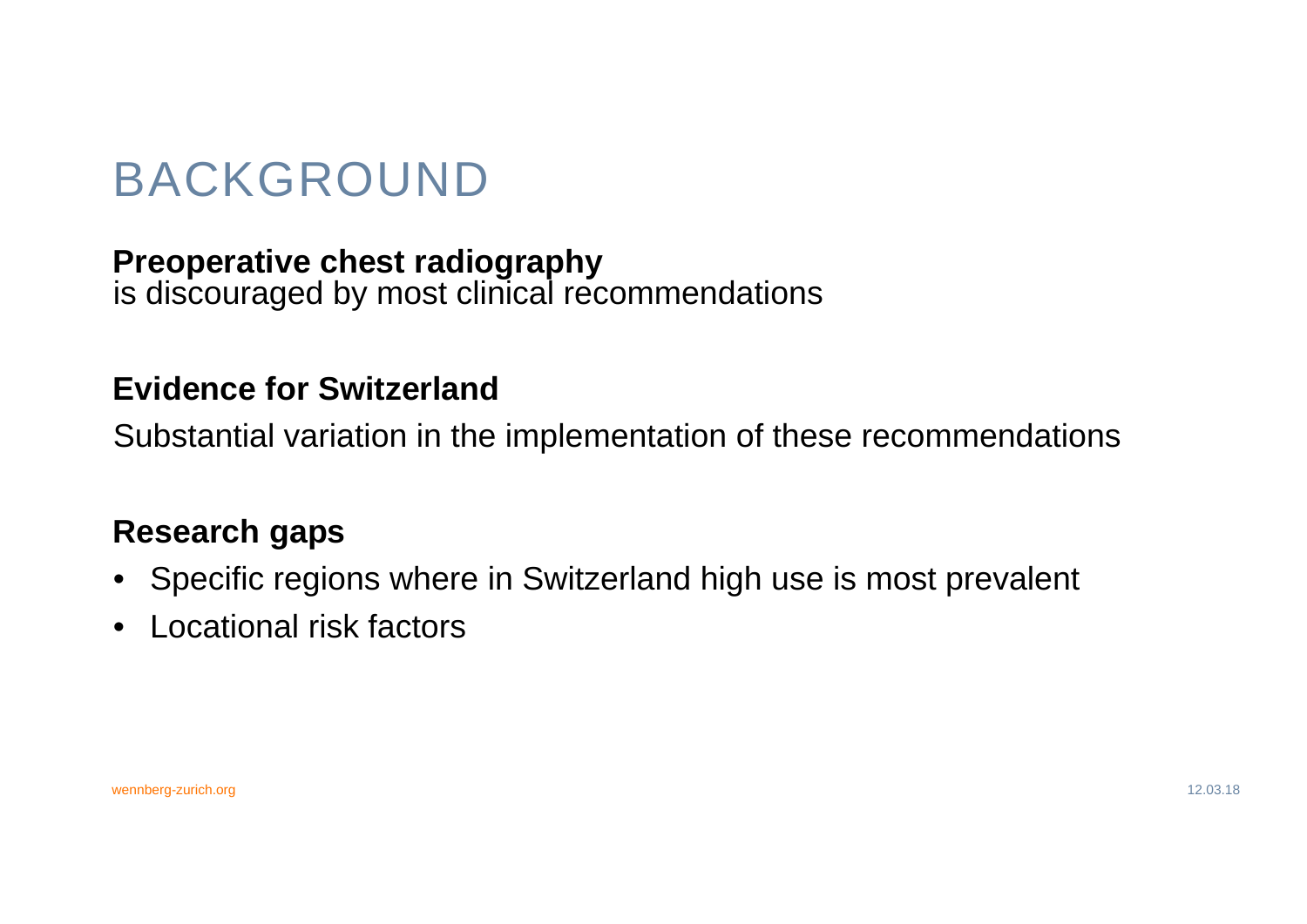# BACKGROUND

**Preoperative chest radiography**
is discouraged by most clinical recommendations

**Evidence for Switzerland**

Substantial variation in the implementation of these recommendations

**Research gaps**

- Specific regions where in Switzerland high use is most prevalent
- Locational risk factors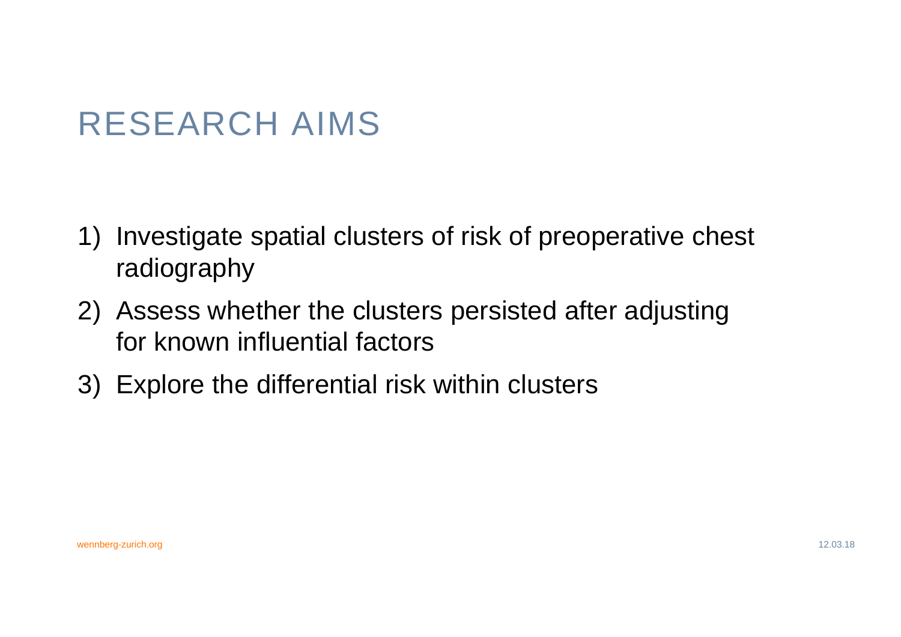# RESEARCH AIMS

1) Investigate spatial clusters of risk of preoperative chest radiography
2) Assess whether the clusters persisted after adjusting for known influential factors
3) Explore the differential risk within clusters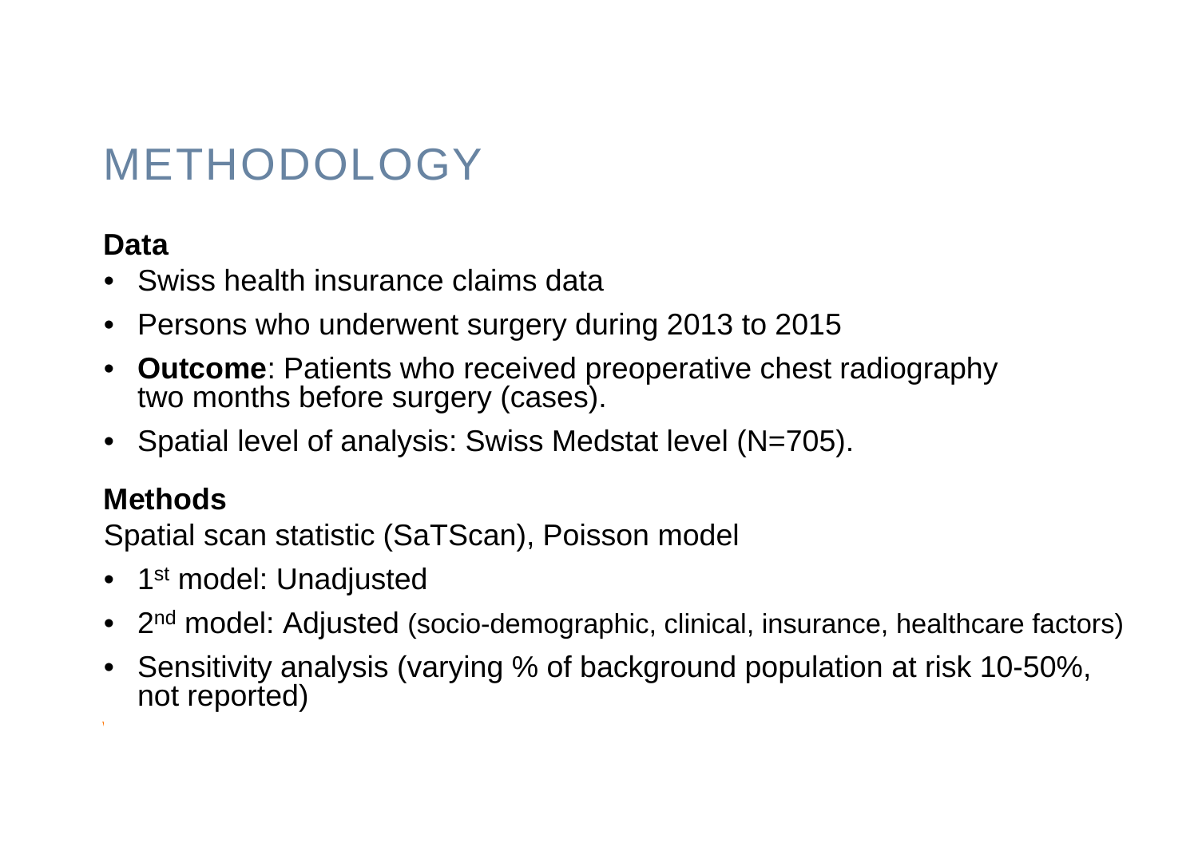# METHODOLOGY

**Data**

- Swiss health insurance claims data
- Persons who underwent surgery during 2013 to 2015
- **Outcome**: Patients who received preoperative chest radiography two months before surgery (cases).
- Spatial level of analysis: Swiss Medstat level (N=705).

**Methods**

Spatial scan statistic (SaTScan), Poisson model

- 1st model: Unadjusted
- 2nd model: Adjusted (socio-demographic, clinical, insurance, healthcare factors)
- Sensitivity analysis (varying % of background population at risk 10-50%, not reported)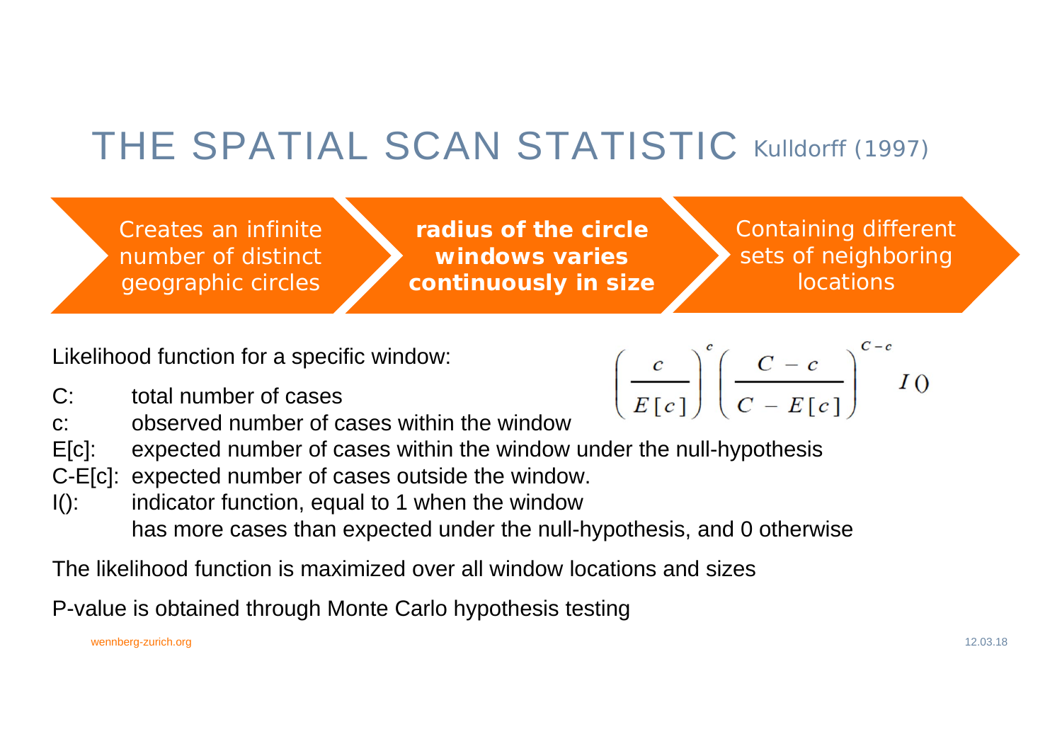# THE SPATIAL SCAN STATISTIC Kulldorff (1997)

Creates an infinite number of distinct geographic circles → **radius of the circle windows varies continuously in size** → Containing different sets of neighboring locations

Likelihood function for a specific window:

$$\left(\frac{c}{E[c]}\right)^{c}\left(\frac{C-c}{C-E[c]}\right)^{C-c} I()$$

- C: total number of cases
- c: observed number of cases within the window
- E[c]: expected number of cases within the window under the null-hypothesis
- C-E[c]: expected number of cases outside the window.
- I(): indicator function, equal to 1 when the window has more cases than expected under the null-hypothesis, and 0 otherwise

The likelihood function is maximized over all window locations and sizes

P-value is obtained through Monte Carlo hypothesis testing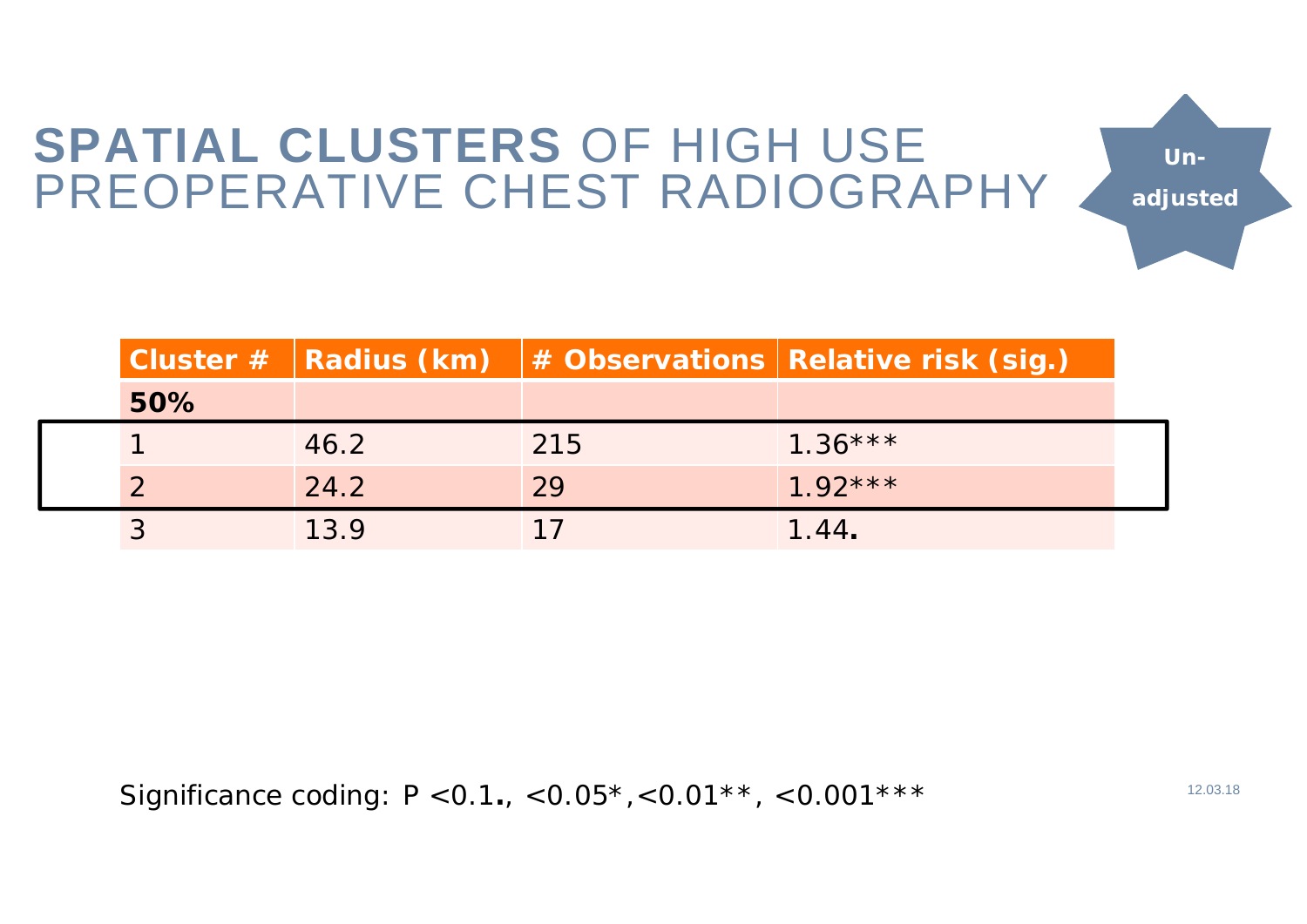# **SPATIAL CLUSTERS** OF HIGH USE PREOPERATIVE CHEST RADIOGRAPHY

**Un-adjusted**

| Cluster # | Radius (km) | # Observations | Relative risk (sig.) |
|---|---|---|---|
| **50%** | | | |
| 1 | 46.2 | 215 | 1.36*** |
| 2 | 24.2 | 29 | 1.92*** |
| 3 | 13.9 | 17 | 1.44**.** |

Significance coding: P <0.1**.**, <0.05*,<0.01**, <0.001***

12.03.18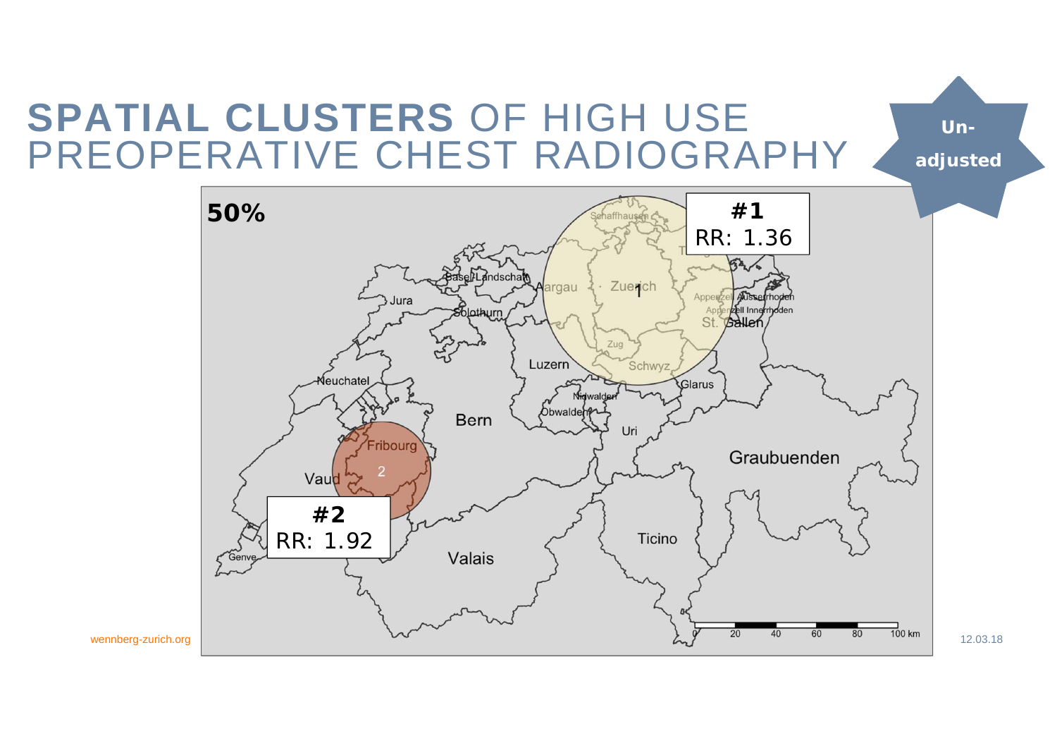# SPATIAL CLUSTERS OF HIGH USE PREOPERATIVE CHEST RADIOGRAPHY

Un-adjusted

50%

#1
RR: 1.36

#2
RR: 1.92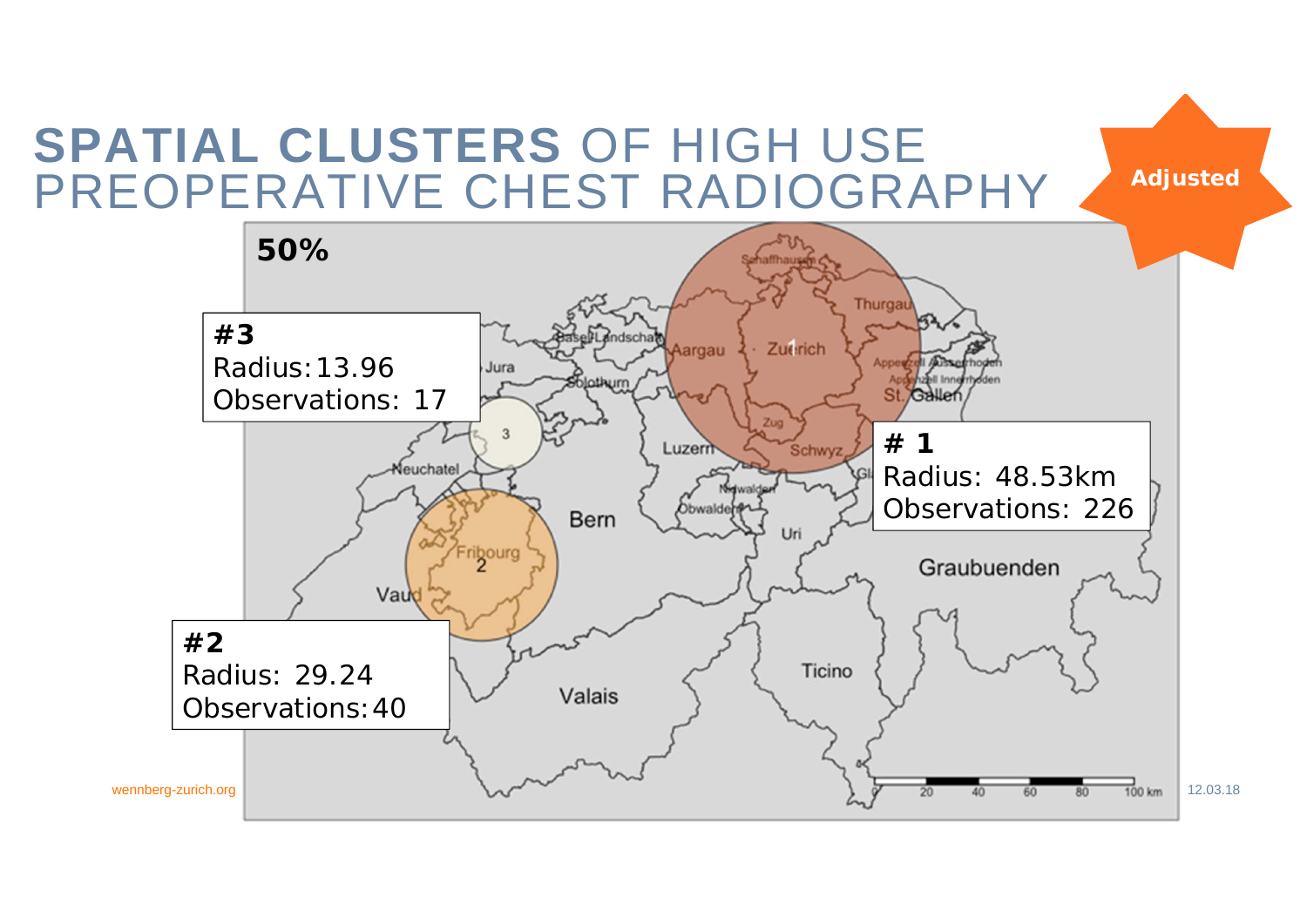# **SPATIAL CLUSTERS** OF HIGH USE PREOPERATIVE CHEST RADIOGRAPHY

Adjusted

**50%**

**#3**
Radius: 13.96
Observations: 17

**# 1**
Radius: 48.53km
Observations: 226

**#2**
Radius: 29.24
Observations: 40

wennberg-zurich.org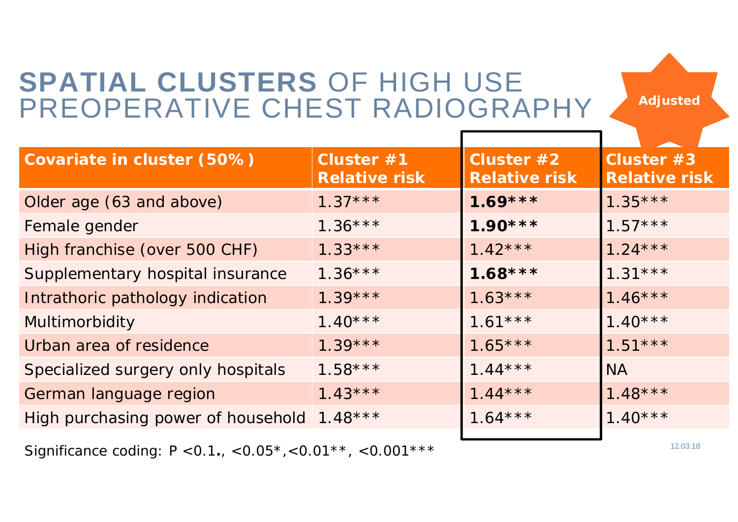# **SPATIAL CLUSTERS** OF HIGH USE PREOPERATIVE CHEST RADIOGRAPHY

**Adjusted**

| Covariate in cluster (50%) | Cluster #1 Relative risk | Cluster #2 Relative risk | Cluster #3 Relative risk |
|---|---|---|---|
| Older age (63 and above) | 1.37*** | **1.69*** ** | 1.35*** |
| Female gender | 1.36*** | **1.90*** ** | 1.57*** |
| High franchise (over 500 CHF) | 1.33*** | 1.42*** | 1.24*** |
| Supplementary hospital insurance | 1.36*** | **1.68*** ** | 1.31*** |
| Intrathoric pathology indication | 1.39*** | 1.63*** | 1.46*** |
| Multimorbidity | 1.40*** | 1.61*** | 1.40*** |
| Urban area of residence | 1.39*** | 1.65*** | 1.51*** |
| Specialized surgery only hospitals | 1.58*** | 1.44*** | NA |
| German language region | 1.43*** | 1.44*** | 1.48*** |
| High purchasing power of household | 1.48*** | 1.64*** | 1.40*** |

Significance coding: P <0.1**.**, <0.05*,<0.01**, <0.001***

12.03.18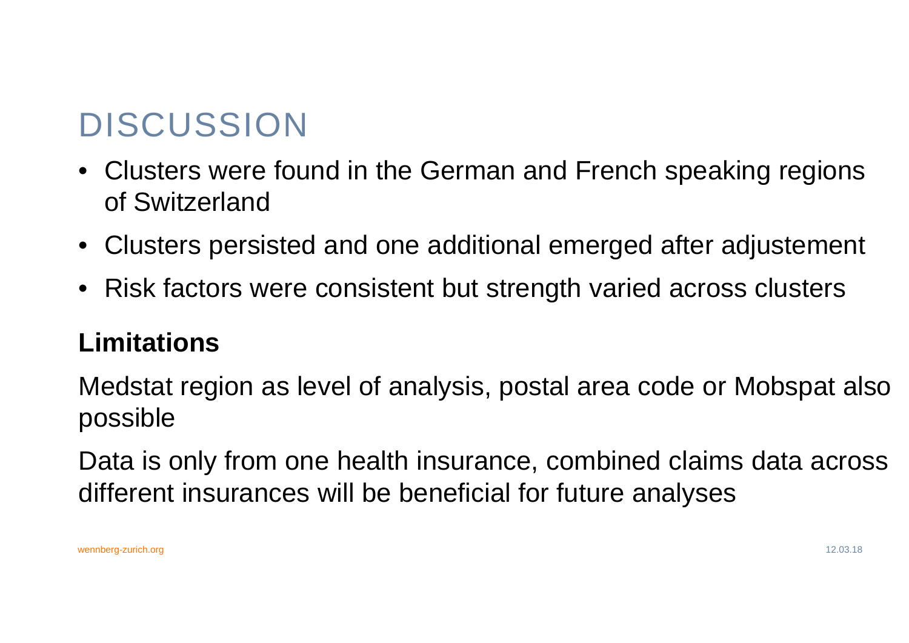# DISCUSSION

- Clusters were found in the German and French speaking regions of Switzerland
- Clusters persisted and one additional emerged after adjustement
- Risk factors were consistent but strength varied across clusters

**Limitations**

Medstat region as level of analysis, postal area code or Mobspat also possible

Data is only from one health insurance, combined claims data across different insurances will be beneficial for future analyses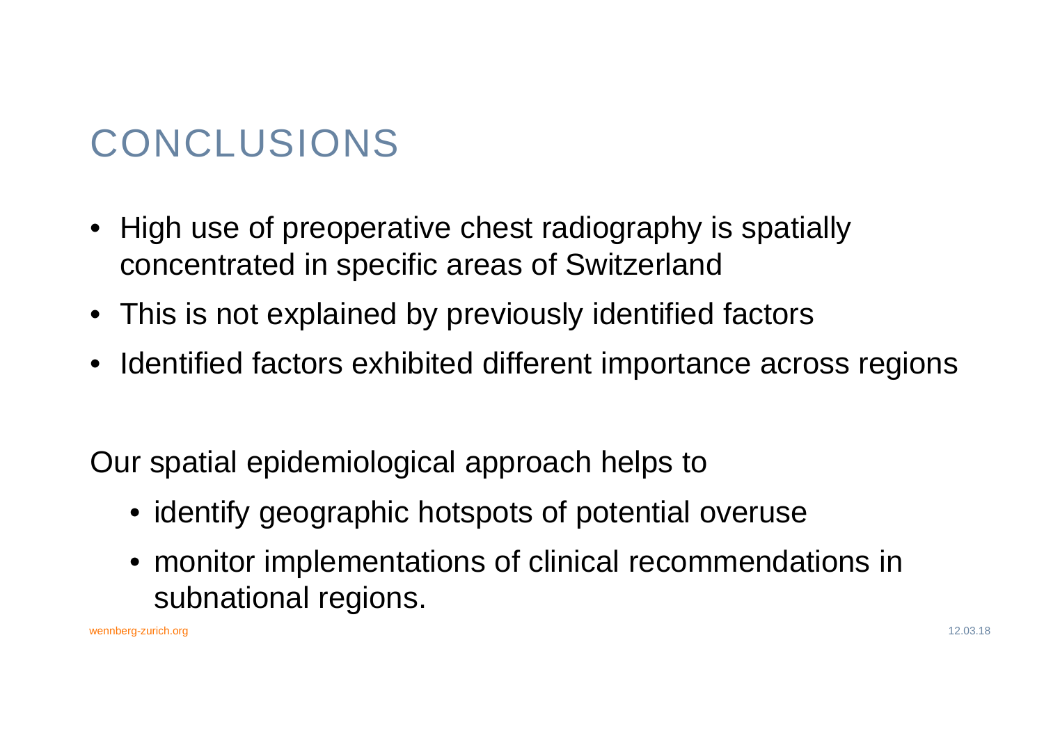# CONCLUSIONS

- High use of preoperative chest radiography is spatially concentrated in specific areas of Switzerland
- This is not explained by previously identified factors
- Identified factors exhibited different importance across regions

Our spatial epidemiological approach helps to

- identify geographic hotspots of potential overuse
- monitor implementations of clinical recommendations in subnational regions.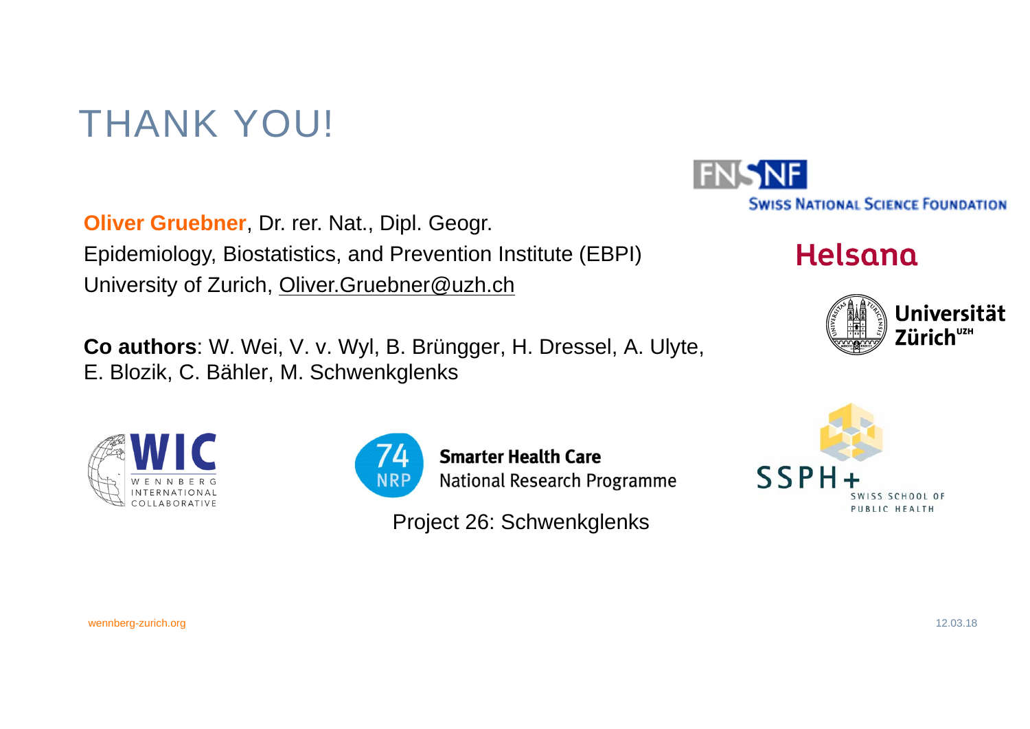# THANK YOU!

**Oliver Gruebner**, Dr. rer. Nat., Dipl. Geogr.
Epidemiology, Biostatistics, and Prevention Institute (EBPI)
University of Zurich, Oliver.Gruebner@uzh.ch

**Co authors**: W. Wei, V. v. Wyl, B. Brüngger, H. Dressel, A. Ulyte, E. Blozik, C. Bähler, M. Schwenkglenks

FNSNF
Swiss National Science Foundation

Helsana

Universität Zürich[UZH]

WIC
Wennberg International Collaborative

74 NRP
Smarter Health Care
National Research Programme

Project 26: Schwenkglenks

SSPH+
Swiss School of Public Health

wennberg-zurich.org

12.03.18